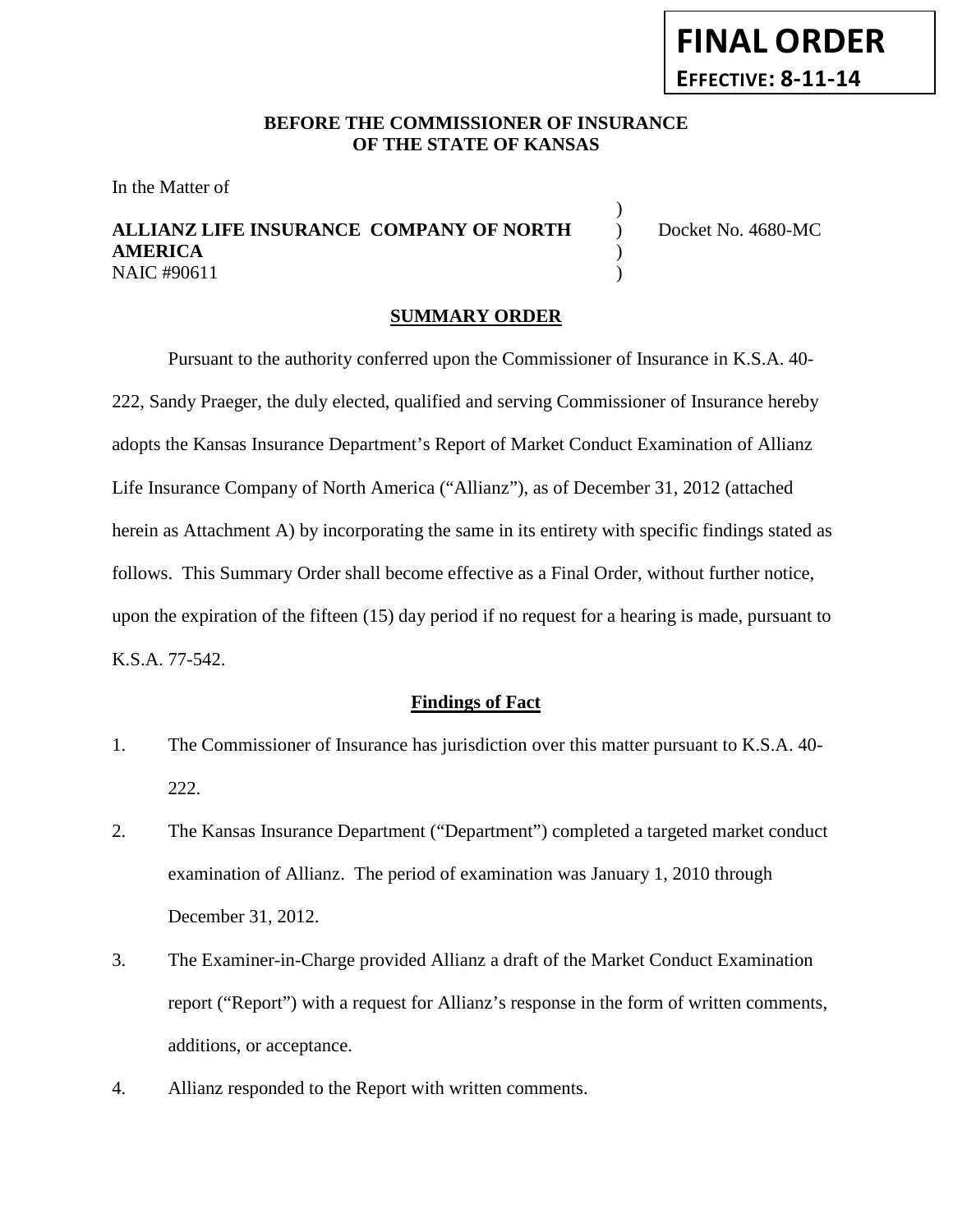**FINAL ORDER**

**EFFECTIVE: 8-11-14**

**BEFORE THE COMMISSIONER OF INSURANCE**
**OF THE STATE OF KANSAS**

In the Matter of

| | | |
|---|---|---|
| **ALLIANZ LIFE INSURANCE COMPANY OF NORTH AMERICA** | ) | Docket No. 4680-MC |
| NAIC #90611 | ) | |

## SUMMARY ORDER

Pursuant to the authority conferred upon the Commissioner of Insurance in K.S.A. 40-222, Sandy Praeger, the duly elected, qualified and serving Commissioner of Insurance hereby adopts the Kansas Insurance Department's Report of Market Conduct Examination of Allianz Life Insurance Company of North America ("Allianz"), as of December 31, 2012 (attached herein as Attachment A) by incorporating the same in its entirety with specific findings stated as follows. This Summary Order shall become effective as a Final Order, without further notice, upon the expiration of the fifteen (15) day period if no request for a hearing is made, pursuant to K.S.A. 77-542.

### Findings of Fact

1. The Commissioner of Insurance has jurisdiction over this matter pursuant to K.S.A. 40-222.
2. The Kansas Insurance Department ("Department") completed a targeted market conduct examination of Allianz. The period of examination was January 1, 2010 through December 31, 2012.
3. The Examiner-in-Charge provided Allianz a draft of the Market Conduct Examination report ("Report") with a request for Allianz's response in the form of written comments, additions, or acceptance.
4. Allianz responded to the Report with written comments.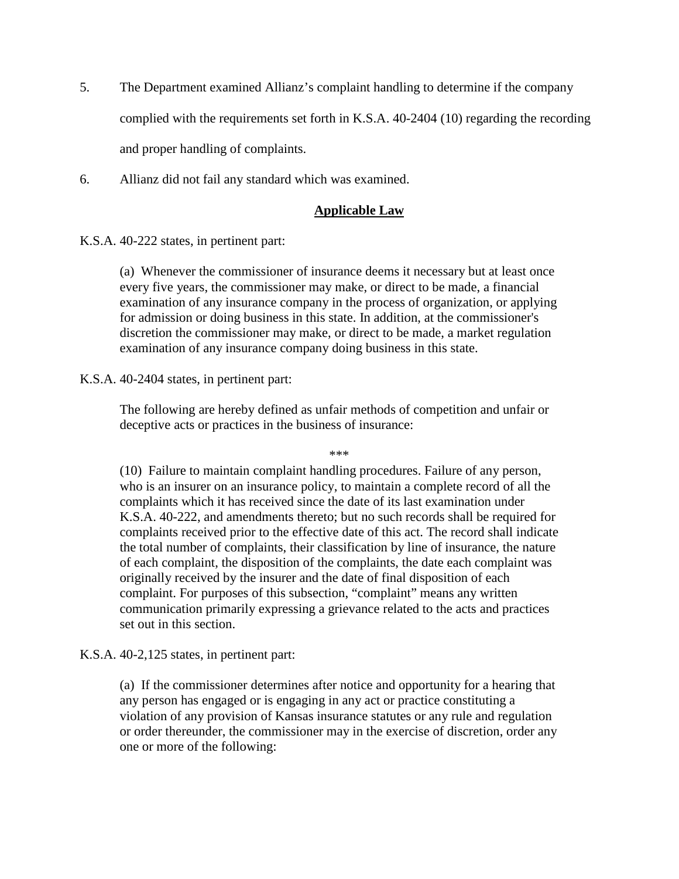5. The Department examined Allianz's complaint handling to determine if the company complied with the requirements set forth in K.S.A. 40-2404 (10) regarding the recording and proper handling of complaints.

6. Allianz did not fail any standard which was examined.

## **Applicable Law**

K.S.A. 40-222 states, in pertinent part:

> (a) Whenever the commissioner of insurance deems it necessary but at least once every five years, the commissioner may make, or direct to be made, a financial examination of any insurance company in the process of organization, or applying for admission or doing business in this state. In addition, at the commissioner's discretion the commissioner may make, or direct to be made, a market regulation examination of any insurance company doing business in this state.

K.S.A. 40-2404 states, in pertinent part:

> The following are hereby defined as unfair methods of competition and unfair or deceptive acts or practices in the business of insurance:
>
> ***
>
> (10) Failure to maintain complaint handling procedures. Failure of any person, who is an insurer on an insurance policy, to maintain a complete record of all the complaints which it has received since the date of its last examination under K.S.A. 40-222, and amendments thereto; but no such records shall be required for complaints received prior to the effective date of this act. The record shall indicate the total number of complaints, their classification by line of insurance, the nature of each complaint, the disposition of the complaints, the date each complaint was originally received by the insurer and the date of final disposition of each complaint. For purposes of this subsection, "complaint" means any written communication primarily expressing a grievance related to the acts and practices set out in this section.

K.S.A. 40-2,125 states, in pertinent part:

> (a) If the commissioner determines after notice and opportunity for a hearing that any person has engaged or is engaging in any act or practice constituting a violation of any provision of Kansas insurance statutes or any rule and regulation or order thereunder, the commissioner may in the exercise of discretion, order any one or more of the following: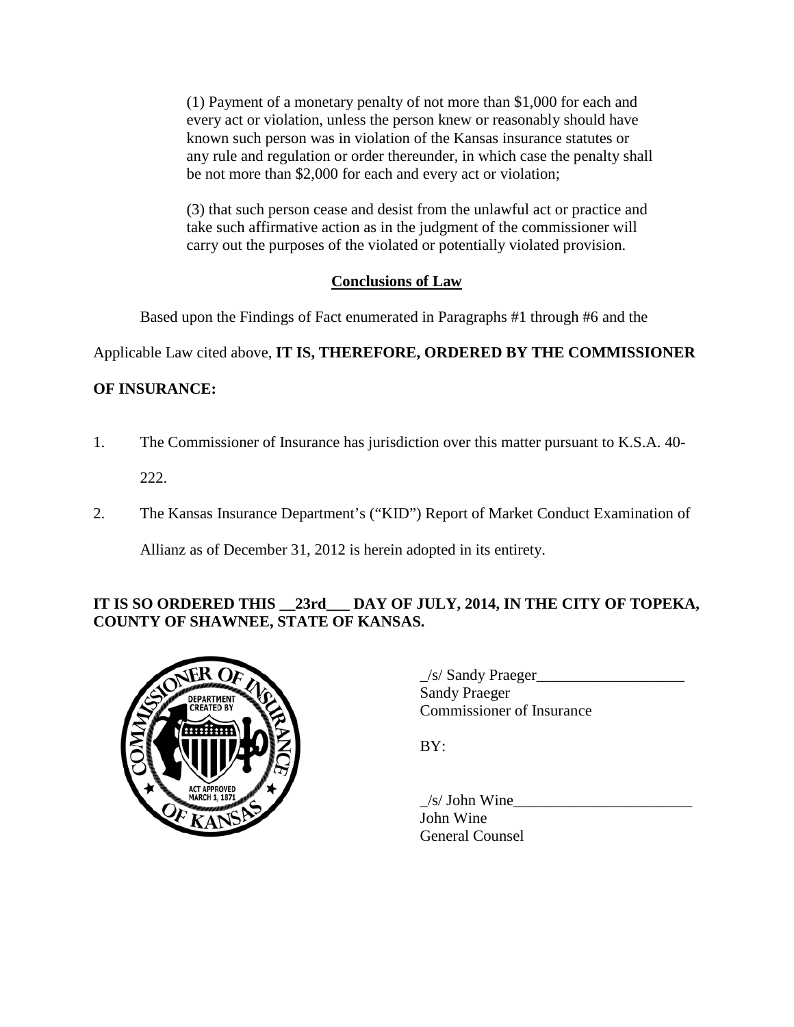(1) Payment of a monetary penalty of not more than $1,000 for each and every act or violation, unless the person knew or reasonably should have known such person was in violation of the Kansas insurance statutes or any rule and regulation or order thereunder, in which case the penalty shall be not more than $2,000 for each and every act or violation;

(3) that such person cease and desist from the unlawful act or practice and take such affirmative action as in the judgment of the commissioner will carry out the purposes of the violated or potentially violated provision.

## Conclusions of Law

Based upon the Findings of Fact enumerated in Paragraphs #1 through #6 and the Applicable Law cited above, **IT IS, THEREFORE, ORDERED BY THE COMMISSIONER OF INSURANCE:**

1. The Commissioner of Insurance has jurisdiction over this matter pursuant to K.S.A. 40-222.

2. The Kansas Insurance Department's ("KID") Report of Market Conduct Examination of Allianz as of December 31, 2012 is herein adopted in its entirety.

**IT IS SO ORDERED THIS __23rd___ DAY OF JULY, 2014, IN THE CITY OF TOPEKA, COUNTY OF SHAWNEE, STATE OF KANSAS.**

COMMISSIONER OF INSURANCE
DEPARTMENT CREATED BY
ACT APPROVED MARCH 1, 1871
OF KANSAS

_/s/ Sandy Praeger___________________
Sandy Praeger
Commissioner of Insurance

BY:

_/s/ John Wine_______________________
John Wine
General Counsel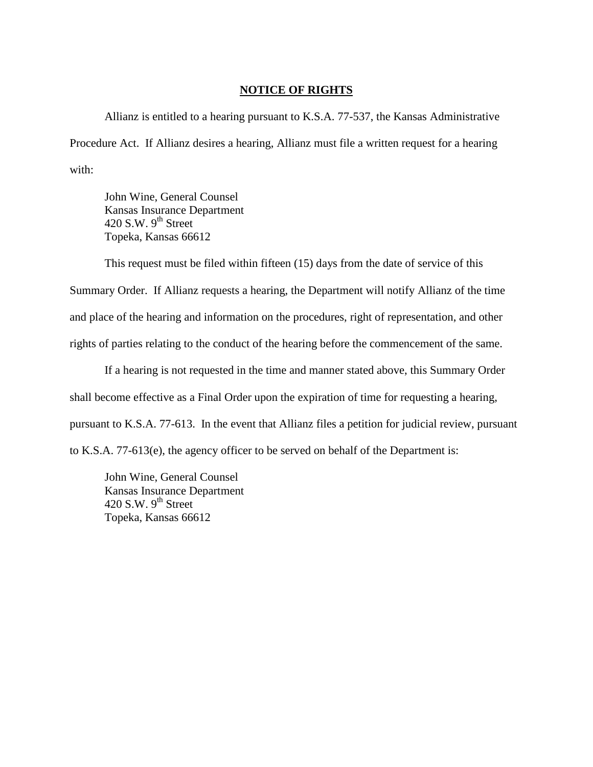## NOTICE OF RIGHTS

Allianz is entitled to a hearing pursuant to K.S.A. 77-537, the Kansas Administrative Procedure Act. If Allianz desires a hearing, Allianz must file a written request for a hearing with:

John Wine, General Counsel
Kansas Insurance Department
420 S.W. 9th Street
Topeka, Kansas 66612

This request must be filed within fifteen (15) days from the date of service of this Summary Order. If Allianz requests a hearing, the Department will notify Allianz of the time and place of the hearing and information on the procedures, right of representation, and other rights of parties relating to the conduct of the hearing before the commencement of the same.

If a hearing is not requested in the time and manner stated above, this Summary Order shall become effective as a Final Order upon the expiration of time for requesting a hearing, pursuant to K.S.A. 77-613. In the event that Allianz files a petition for judicial review, pursuant to K.S.A. 77-613(e), the agency officer to be served on behalf of the Department is:

John Wine, General Counsel
Kansas Insurance Department
420 S.W. 9th Street
Topeka, Kansas 66612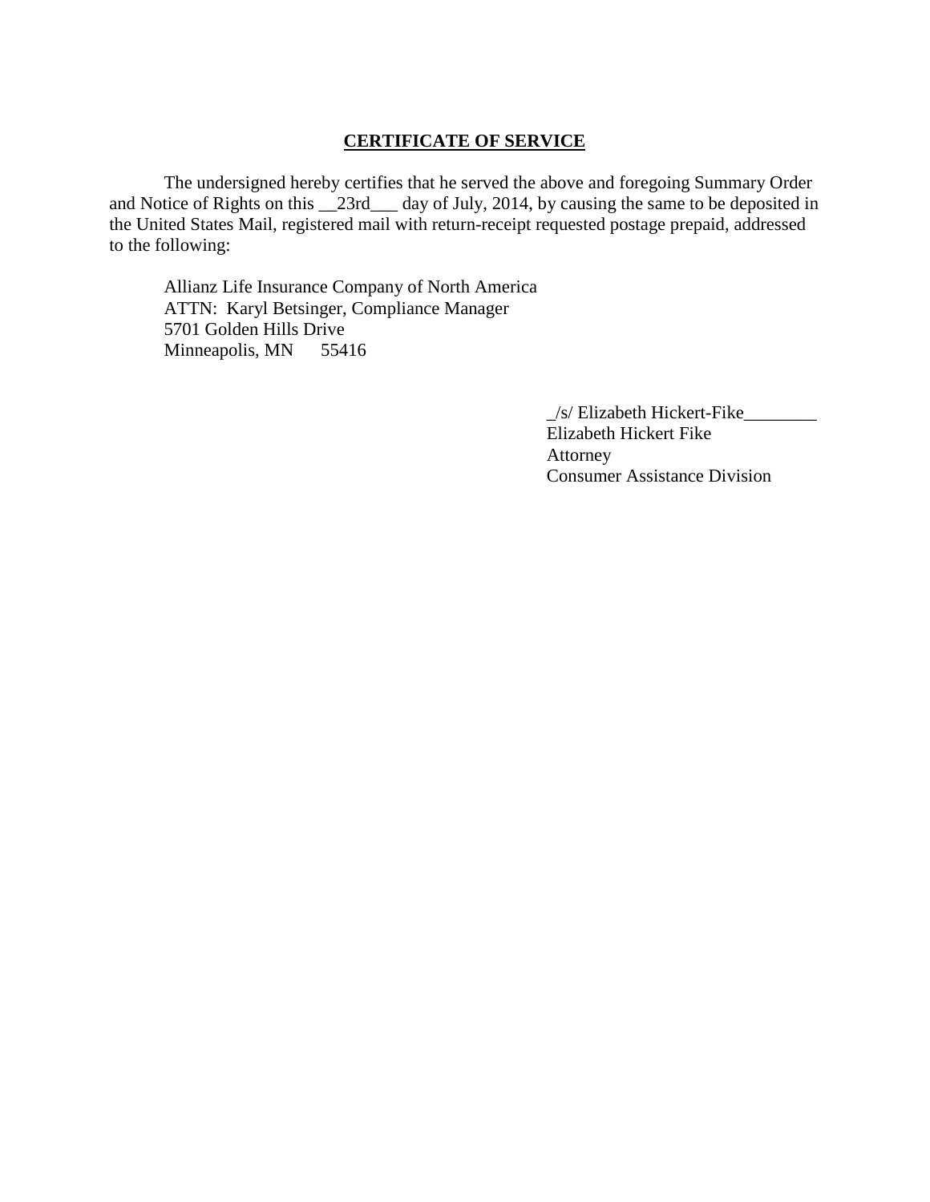**CERTIFICATE OF SERVICE**

The undersigned hereby certifies that he served the above and foregoing Summary Order and Notice of Rights on this __23rd___ day of July, 2014, by causing the same to be deposited in the United States Mail, registered mail with return-receipt requested postage prepaid, addressed to the following:

Allianz Life Insurance Company of North America
ATTN: Karyl Betsinger, Compliance Manager
5701 Golden Hills Drive
Minneapolis, MN 55416

_/s/ Elizabeth Hickert-Fike________
Elizabeth Hickert Fike
Attorney
Consumer Assistance Division